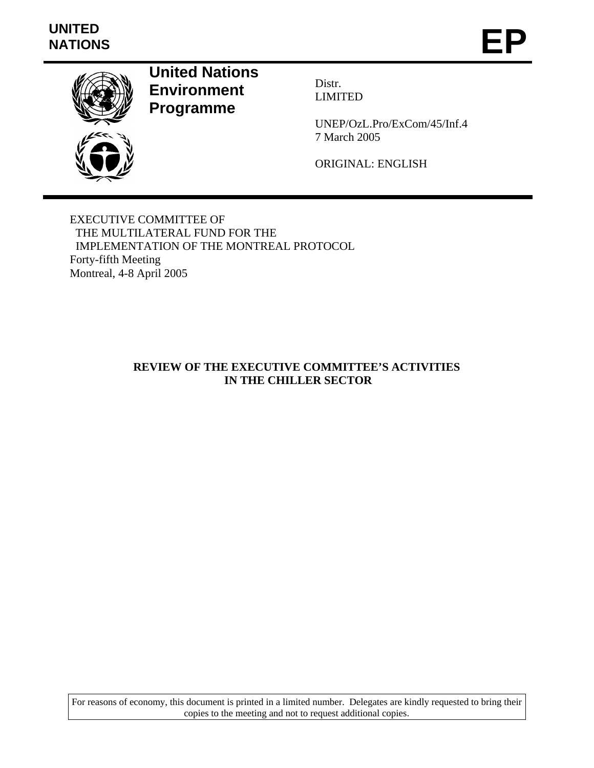UNITED NATIONS

# EP

**United Nations Environment Programme**

Distr.
LIMITED

UNEP/OzL.Pro/ExCom/45/Inf.4
7 March 2005

ORIGINAL: ENGLISH

EXECUTIVE COMMITTEE OF
THE MULTILATERAL FUND FOR THE
IMPLEMENTATION OF THE MONTREAL PROTOCOL
Forty-fifth Meeting
Montreal, 4-8 April 2005

## REVIEW OF THE EXECUTIVE COMMITTEE'S ACTIVITIES IN THE CHILLER SECTOR

For reasons of economy, this document is printed in a limited number. Delegates are kindly requested to bring their copies to the meeting and not to request additional copies.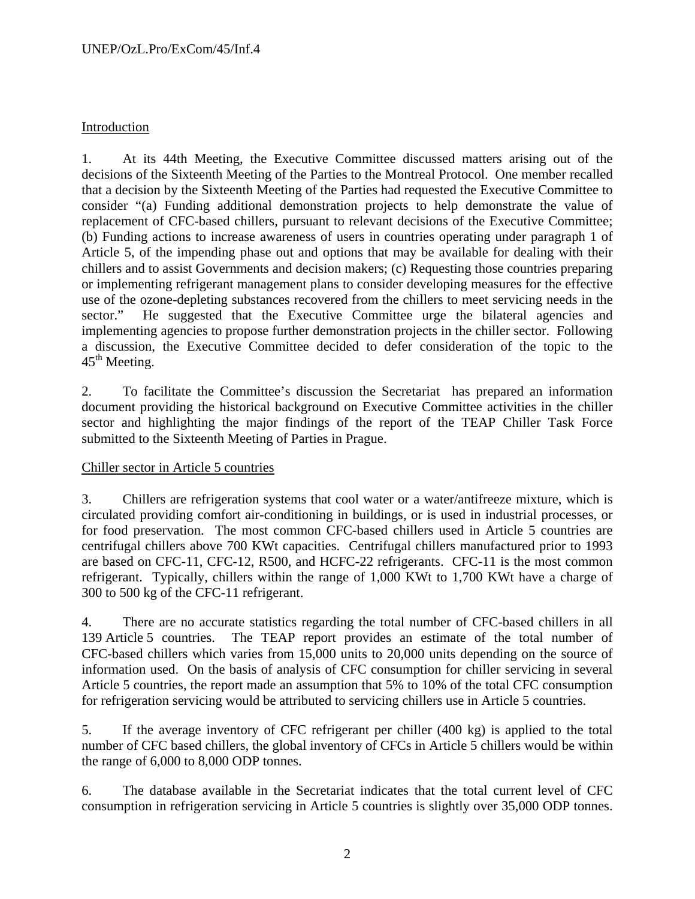## Introduction

1. At its 44th Meeting, the Executive Committee discussed matters arising out of the decisions of the Sixteenth Meeting of the Parties to the Montreal Protocol. One member recalled that a decision by the Sixteenth Meeting of the Parties had requested the Executive Committee to consider "(a) Funding additional demonstration projects to help demonstrate the value of replacement of CFC-based chillers, pursuant to relevant decisions of the Executive Committee; (b) Funding actions to increase awareness of users in countries operating under paragraph 1 of Article 5, of the impending phase out and options that may be available for dealing with their chillers and to assist Governments and decision makers; (c) Requesting those countries preparing or implementing refrigerant management plans to consider developing measures for the effective use of the ozone-depleting substances recovered from the chillers to meet servicing needs in the sector." He suggested that the Executive Committee urge the bilateral agencies and implementing agencies to propose further demonstration projects in the chiller sector. Following a discussion, the Executive Committee decided to defer consideration of the topic to the 45th Meeting.

2. To facilitate the Committee's discussion the Secretariat has prepared an information document providing the historical background on Executive Committee activities in the chiller sector and highlighting the major findings of the report of the TEAP Chiller Task Force submitted to the Sixteenth Meeting of Parties in Prague.

## Chiller sector in Article 5 countries

3. Chillers are refrigeration systems that cool water or a water/antifreeze mixture, which is circulated providing comfort air-conditioning in buildings, or is used in industrial processes, or for food preservation. The most common CFC-based chillers used in Article 5 countries are centrifugal chillers above 700 KWt capacities. Centrifugal chillers manufactured prior to 1993 are based on CFC-11, CFC-12, R500, and HCFC-22 refrigerants. CFC-11 is the most common refrigerant. Typically, chillers within the range of 1,000 KWt to 1,700 KWt have a charge of 300 to 500 kg of the CFC-11 refrigerant.

4. There are no accurate statistics regarding the total number of CFC-based chillers in all 139 Article 5 countries. The TEAP report provides an estimate of the total number of CFC-based chillers which varies from 15,000 units to 20,000 units depending on the source of information used. On the basis of analysis of CFC consumption for chiller servicing in several Article 5 countries, the report made an assumption that 5% to 10% of the total CFC consumption for refrigeration servicing would be attributed to servicing chillers use in Article 5 countries.

5. If the average inventory of CFC refrigerant per chiller (400 kg) is applied to the total number of CFC based chillers, the global inventory of CFCs in Article 5 chillers would be within the range of 6,000 to 8,000 ODP tonnes.

6. The database available in the Secretariat indicates that the total current level of CFC consumption in refrigeration servicing in Article 5 countries is slightly over 35,000 ODP tonnes.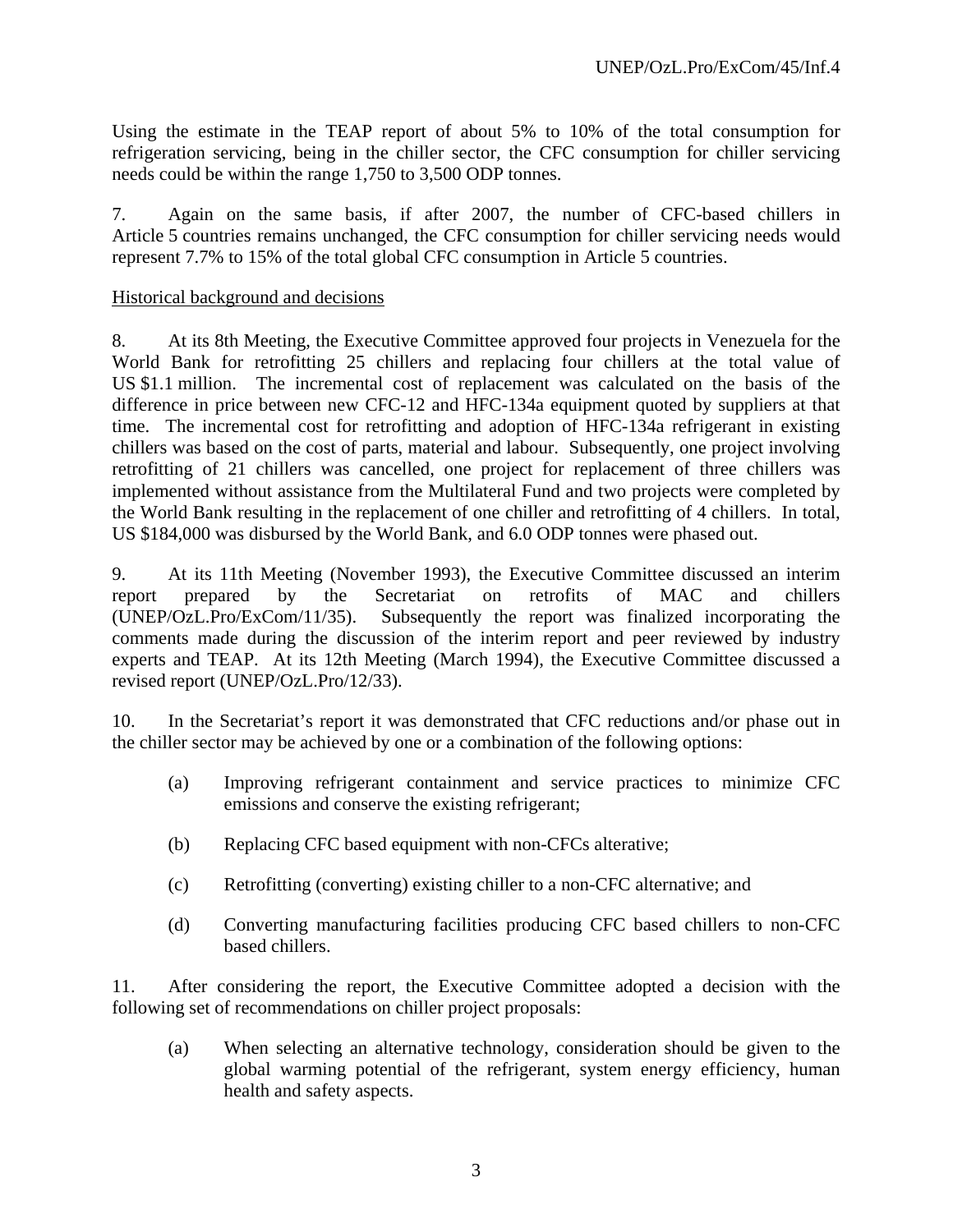Using the estimate in the TEAP report of about 5% to 10% of the total consumption for refrigeration servicing, being in the chiller sector, the CFC consumption for chiller servicing needs could be within the range 1,750 to 3,500 ODP tonnes.

7. Again on the same basis, if after 2007, the number of CFC-based chillers in Article 5 countries remains unchanged, the CFC consumption for chiller servicing needs would represent 7.7% to 15% of the total global CFC consumption in Article 5 countries.

Historical background and decisions

8. At its 8th Meeting, the Executive Committee approved four projects in Venezuela for the World Bank for retrofitting 25 chillers and replacing four chillers at the total value of US $1.1 million. The incremental cost of replacement was calculated on the basis of the difference in price between new CFC-12 and HFC-134a equipment quoted by suppliers at that time. The incremental cost for retrofitting and adoption of HFC-134a refrigerant in existing chillers was based on the cost of parts, material and labour. Subsequently, one project involving retrofitting of 21 chillers was cancelled, one project for replacement of three chillers was implemented without assistance from the Multilateral Fund and two projects were completed by the World Bank resulting in the replacement of one chiller and retrofitting of 4 chillers. In total, US $184,000 was disbursed by the World Bank, and 6.0 ODP tonnes were phased out.

9. At its 11th Meeting (November 1993), the Executive Committee discussed an interim report prepared by the Secretariat on retrofits of MAC and chillers (UNEP/OzL.Pro/ExCom/11/35). Subsequently the report was finalized incorporating the comments made during the discussion of the interim report and peer reviewed by industry experts and TEAP. At its 12th Meeting (March 1994), the Executive Committee discussed a revised report (UNEP/OzL.Pro/12/33).

10. In the Secretariat's report it was demonstrated that CFC reductions and/or phase out in the chiller sector may be achieved by one or a combination of the following options:

(a) Improving refrigerant containment and service practices to minimize CFC emissions and conserve the existing refrigerant;

(b) Replacing CFC based equipment with non-CFCs alterative;

(c) Retrofitting (converting) existing chiller to a non-CFC alternative; and

(d) Converting manufacturing facilities producing CFC based chillers to non-CFC based chillers.

11. After considering the report, the Executive Committee adopted a decision with the following set of recommendations on chiller project proposals:

(a) When selecting an alternative technology, consideration should be given to the global warming potential of the refrigerant, system energy efficiency, human health and safety aspects.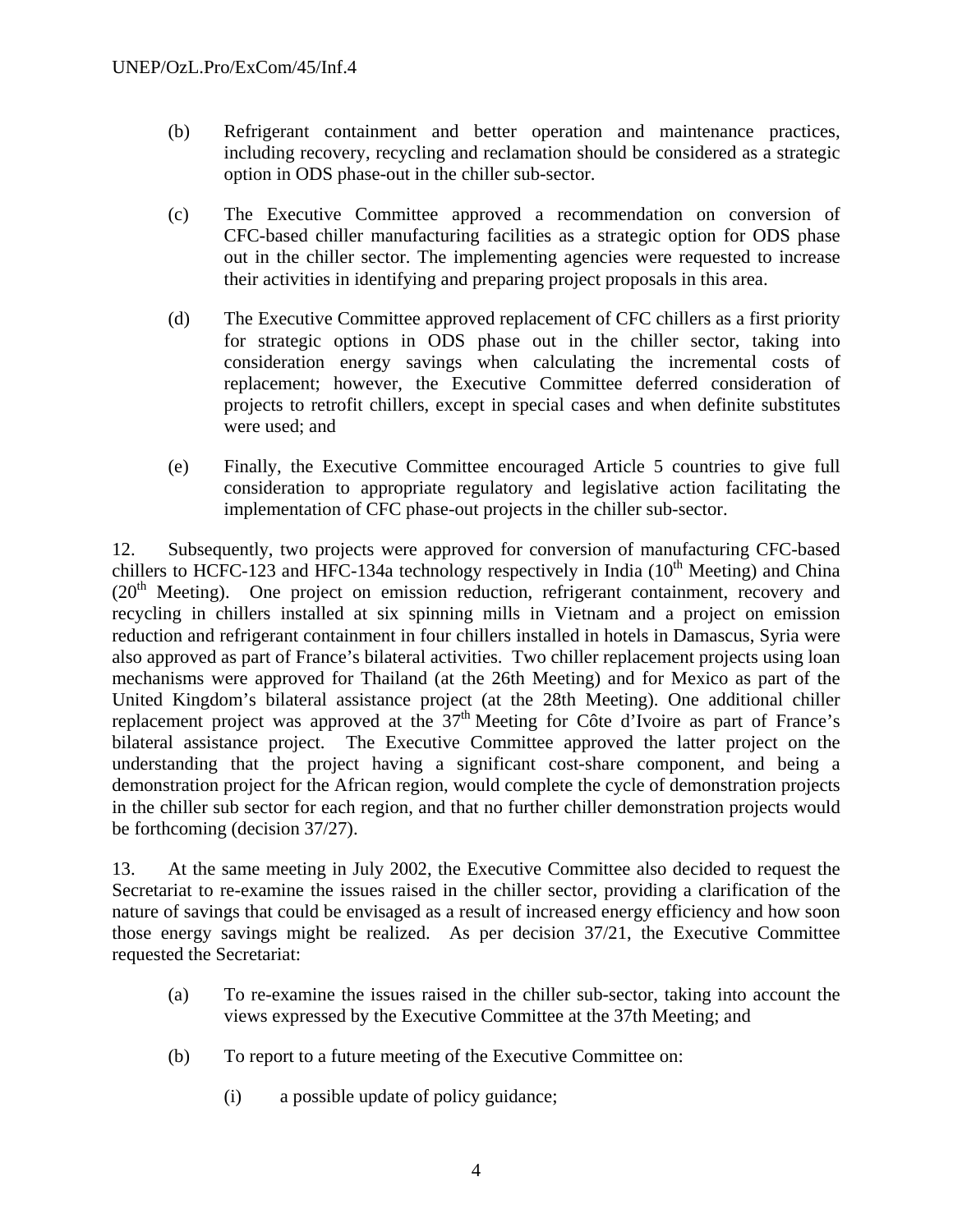(b) Refrigerant containment and better operation and maintenance practices, including recovery, recycling and reclamation should be considered as a strategic option in ODS phase-out in the chiller sub-sector.

(c) The Executive Committee approved a recommendation on conversion of CFC-based chiller manufacturing facilities as a strategic option for ODS phase out in the chiller sector. The implementing agencies were requested to increase their activities in identifying and preparing project proposals in this area.

(d) The Executive Committee approved replacement of CFC chillers as a first priority for strategic options in ODS phase out in the chiller sector, taking into consideration energy savings when calculating the incremental costs of replacement; however, the Executive Committee deferred consideration of projects to retrofit chillers, except in special cases and when definite substitutes were used; and

(e) Finally, the Executive Committee encouraged Article 5 countries to give full consideration to appropriate regulatory and legislative action facilitating the implementation of CFC phase-out projects in the chiller sub-sector.

12. Subsequently, two projects were approved for conversion of manufacturing CFC-based chillers to HCFC-123 and HFC-134a technology respectively in India (10th Meeting) and China (20th Meeting). One project on emission reduction, refrigerant containment, recovery and recycling in chillers installed at six spinning mills in Vietnam and a project on emission reduction and refrigerant containment in four chillers installed in hotels in Damascus, Syria were also approved as part of France's bilateral activities. Two chiller replacement projects using loan mechanisms were approved for Thailand (at the 26th Meeting) and for Mexico as part of the United Kingdom's bilateral assistance project (at the 28th Meeting). One additional chiller replacement project was approved at the 37th Meeting for Côte d'Ivoire as part of France's bilateral assistance project. The Executive Committee approved the latter project on the understanding that the project having a significant cost-share component, and being a demonstration project for the African region, would complete the cycle of demonstration projects in the chiller sub sector for each region, and that no further chiller demonstration projects would be forthcoming (decision 37/27).

13. At the same meeting in July 2002, the Executive Committee also decided to request the Secretariat to re-examine the issues raised in the chiller sector, providing a clarification of the nature of savings that could be envisaged as a result of increased energy efficiency and how soon those energy savings might be realized. As per decision 37/21, the Executive Committee requested the Secretariat:

(a) To re-examine the issues raised in the chiller sub-sector, taking into account the views expressed by the Executive Committee at the 37th Meeting; and

(b) To report to a future meeting of the Executive Committee on:

(i) a possible update of policy guidance;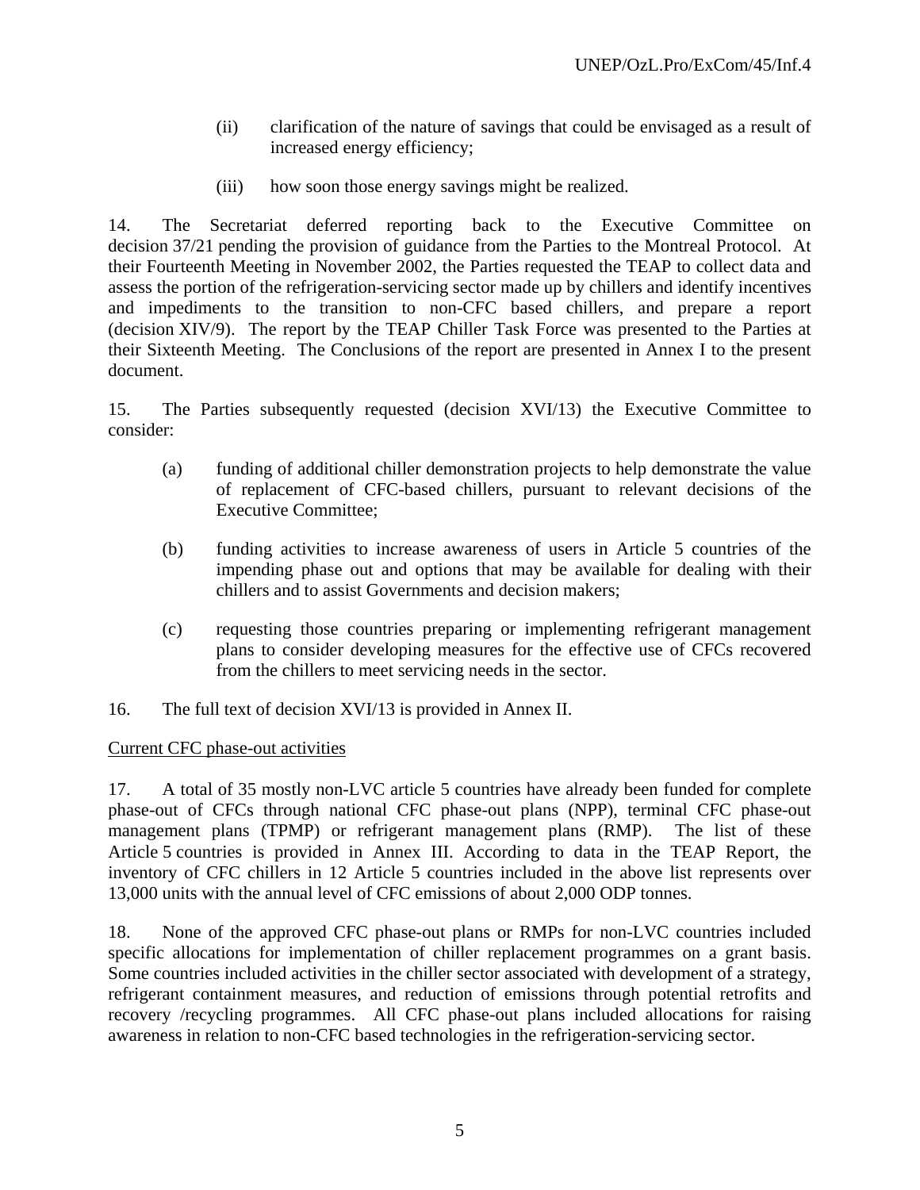(ii) clarification of the nature of savings that could be envisaged as a result of increased energy efficiency;

(iii) how soon those energy savings might be realized.

14. The Secretariat deferred reporting back to the Executive Committee on decision 37/21 pending the provision of guidance from the Parties to the Montreal Protocol. At their Fourteenth Meeting in November 2002, the Parties requested the TEAP to collect data and assess the portion of the refrigeration-servicing sector made up by chillers and identify incentives and impediments to the transition to non-CFC based chillers, and prepare a report (decision XIV/9). The report by the TEAP Chiller Task Force was presented to the Parties at their Sixteenth Meeting. The Conclusions of the report are presented in Annex I to the present document.

15. The Parties subsequently requested (decision XVI/13) the Executive Committee to consider:

(a) funding of additional chiller demonstration projects to help demonstrate the value of replacement of CFC-based chillers, pursuant to relevant decisions of the Executive Committee;

(b) funding activities to increase awareness of users in Article 5 countries of the impending phase out and options that may be available for dealing with their chillers and to assist Governments and decision makers;

(c) requesting those countries preparing or implementing refrigerant management plans to consider developing measures for the effective use of CFCs recovered from the chillers to meet servicing needs in the sector.

16. The full text of decision XVI/13 is provided in Annex II.

Current CFC phase-out activities

17. A total of 35 mostly non-LVC article 5 countries have already been funded for complete phase-out of CFCs through national CFC phase-out plans (NPP), terminal CFC phase-out management plans (TPMP) or refrigerant management plans (RMP). The list of these Article 5 countries is provided in Annex III. According to data in the TEAP Report, the inventory of CFC chillers in 12 Article 5 countries included in the above list represents over 13,000 units with the annual level of CFC emissions of about 2,000 ODP tonnes.

18. None of the approved CFC phase-out plans or RMPs for non-LVC countries included specific allocations for implementation of chiller replacement programmes on a grant basis. Some countries included activities in the chiller sector associated with development of a strategy, refrigerant containment measures, and reduction of emissions through potential retrofits and recovery /recycling programmes. All CFC phase-out plans included allocations for raising awareness in relation to non-CFC based technologies in the refrigeration-servicing sector.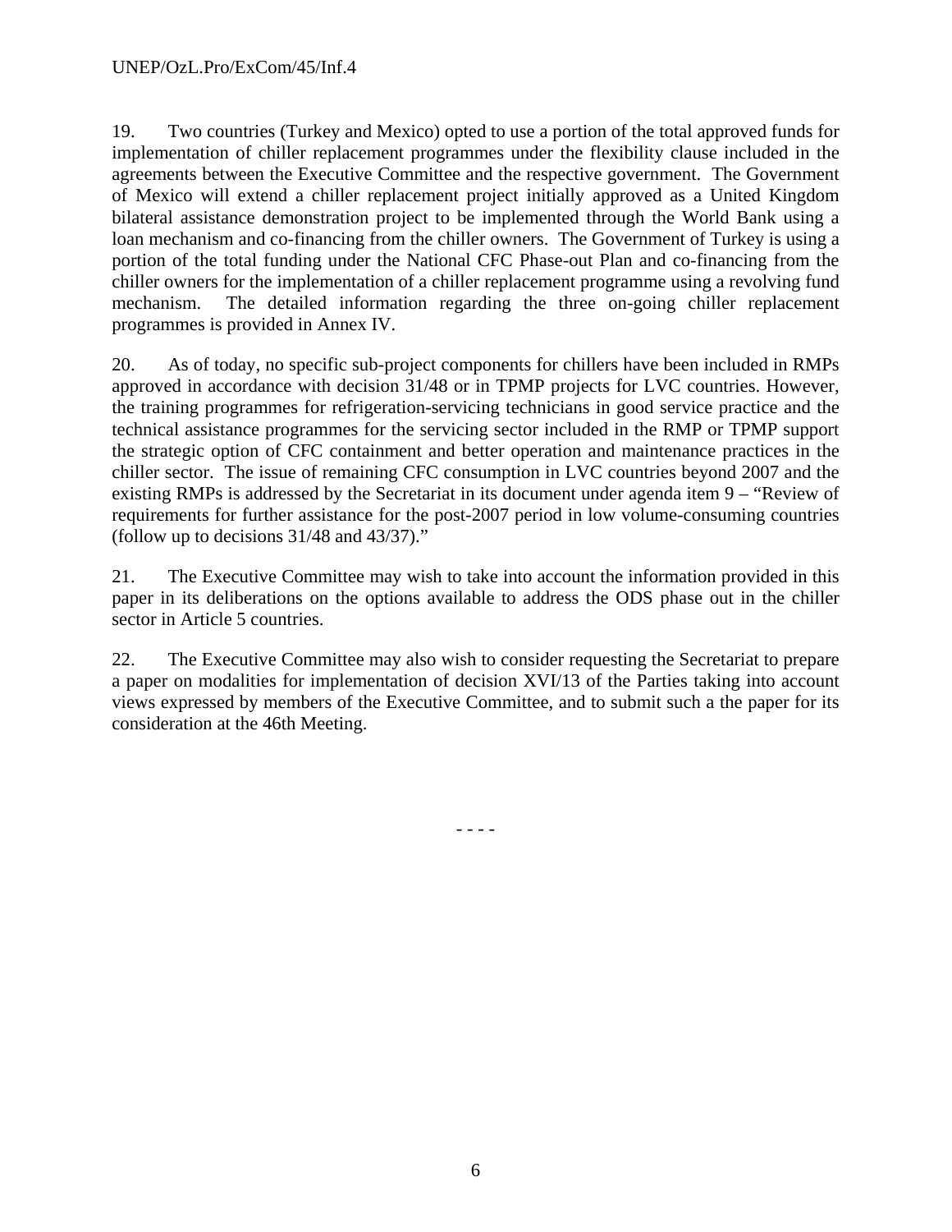19. Two countries (Turkey and Mexico) opted to use a portion of the total approved funds for implementation of chiller replacement programmes under the flexibility clause included in the agreements between the Executive Committee and the respective government. The Government of Mexico will extend a chiller replacement project initially approved as a United Kingdom bilateral assistance demonstration project to be implemented through the World Bank using a loan mechanism and co-financing from the chiller owners. The Government of Turkey is using a portion of the total funding under the National CFC Phase-out Plan and co-financing from the chiller owners for the implementation of a chiller replacement programme using a revolving fund mechanism. The detailed information regarding the three on-going chiller replacement programmes is provided in Annex IV.

20. As of today, no specific sub-project components for chillers have been included in RMPs approved in accordance with decision 31/48 or in TPMP projects for LVC countries. However, the training programmes for refrigeration-servicing technicians in good service practice and the technical assistance programmes for the servicing sector included in the RMP or TPMP support the strategic option of CFC containment and better operation and maintenance practices in the chiller sector. The issue of remaining CFC consumption in LVC countries beyond 2007 and the existing RMPs is addressed by the Secretariat in its document under agenda item 9 – "Review of requirements for further assistance for the post-2007 period in low volume-consuming countries (follow up to decisions 31/48 and 43/37)."

21. The Executive Committee may wish to take into account the information provided in this paper in its deliberations on the options available to address the ODS phase out in the chiller sector in Article 5 countries.

22. The Executive Committee may also wish to consider requesting the Secretariat to prepare a paper on modalities for implementation of decision XVI/13 of the Parties taking into account views expressed by members of the Executive Committee, and to submit such a the paper for its consideration at the 46th Meeting.

- - - -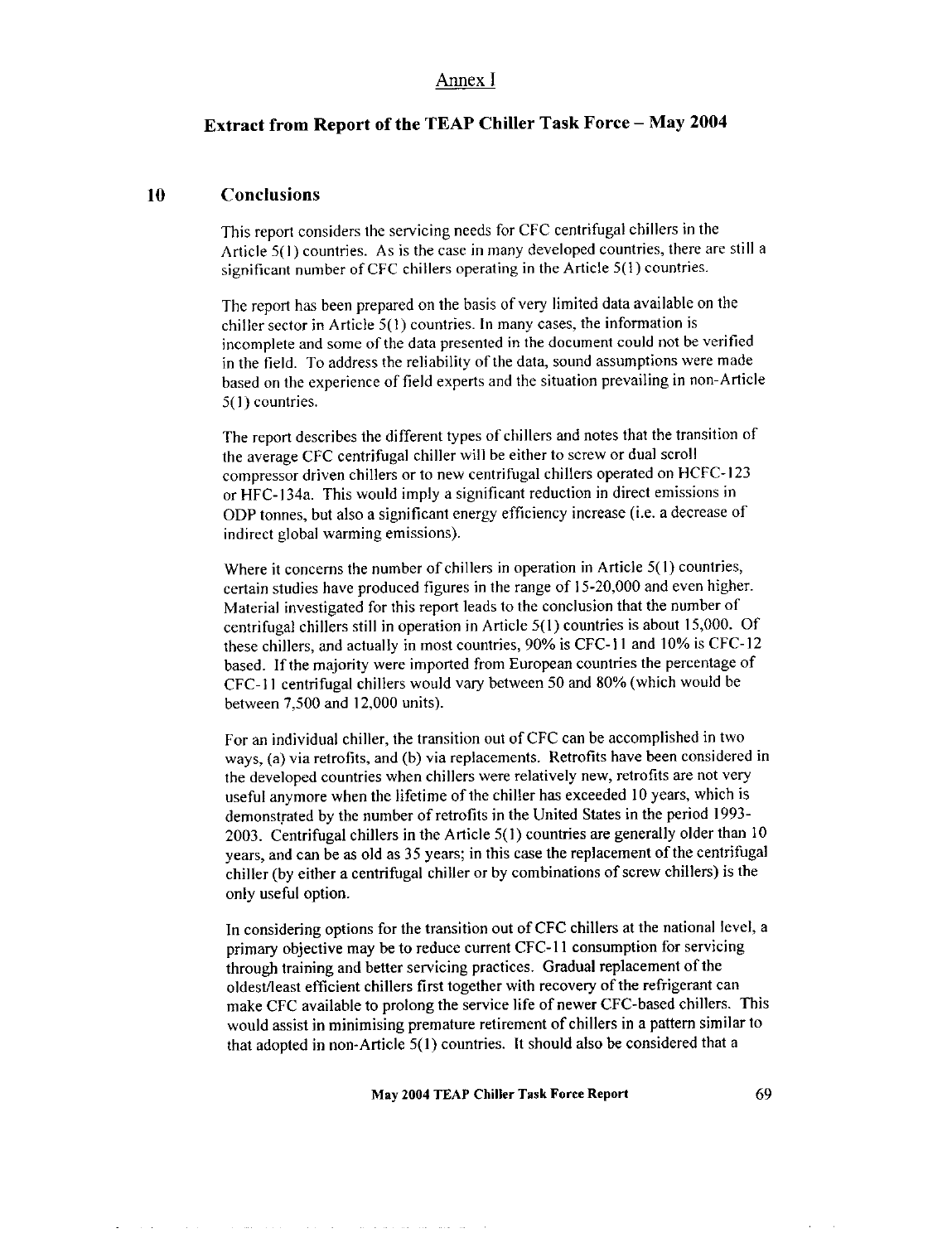Annex I

# Extract from Report of the TEAP Chiller Task Force – May 2004

## 10 Conclusions

This report considers the servicing needs for CFC centrifugal chillers in the Article 5(1) countries. As is the case in many developed countries, there are still a significant number of CFC chillers operating in the Article 5(1) countries.

The report has been prepared on the basis of very limited data available on the chiller sector in Article 5(1) countries. In many cases, the information is incomplete and some of the data presented in the document could not be verified in the field. To address the reliability of the data, sound assumptions were made based on the experience of field experts and the situation prevailing in non-Article 5(1) countries.

The report describes the different types of chillers and notes that the transition of the average CFC centrifugal chiller will be either to screw or dual scroll compressor driven chillers or to new centrifugal chillers operated on HCFC-123 or HFC-134a. This would imply a significant reduction in direct emissions in ODP tonnes, but also a significant energy efficiency increase (i.e. a decrease of indirect global warming emissions).

Where it concerns the number of chillers in operation in Article 5(1) countries, certain studies have produced figures in the range of 15-20,000 and even higher. Material investigated for this report leads to the conclusion that the number of centrifugal chillers still in operation in Article 5(1) countries is about 15,000. Of these chillers, and actually in most countries, 90% is CFC-11 and 10% is CFC-12 based. If the majority were imported from European countries the percentage of CFC-11 centrifugal chillers would vary between 50 and 80% (which would be between 7,500 and 12,000 units).

For an individual chiller, the transition out of CFC can be accomplished in two ways, (a) via retrofits, and (b) via replacements. Retrofits have been considered in the developed countries when chillers were relatively new, retrofits are not very useful anymore when the lifetime of the chiller has exceeded 10 years, which is demonstrated by the number of retrofits in the United States in the period 1993-2003. Centrifugal chillers in the Article 5(1) countries are generally older than 10 years, and can be as old as 35 years; in this case the replacement of the centrifugal chiller (by either a centrifugal chiller or by combinations of screw chillers) is the only useful option.

In considering options for the transition out of CFC chillers at the national level, a primary objective may be to reduce current CFC-11 consumption for servicing through training and better servicing practices. Gradual replacement of the oldest/least efficient chillers first together with recovery of the refrigerant can make CFC available to prolong the service life of newer CFC-based chillers. This would assist in minimising premature retirement of chillers in a pattern similar to that adopted in non-Article 5(1) countries. It should also be considered that a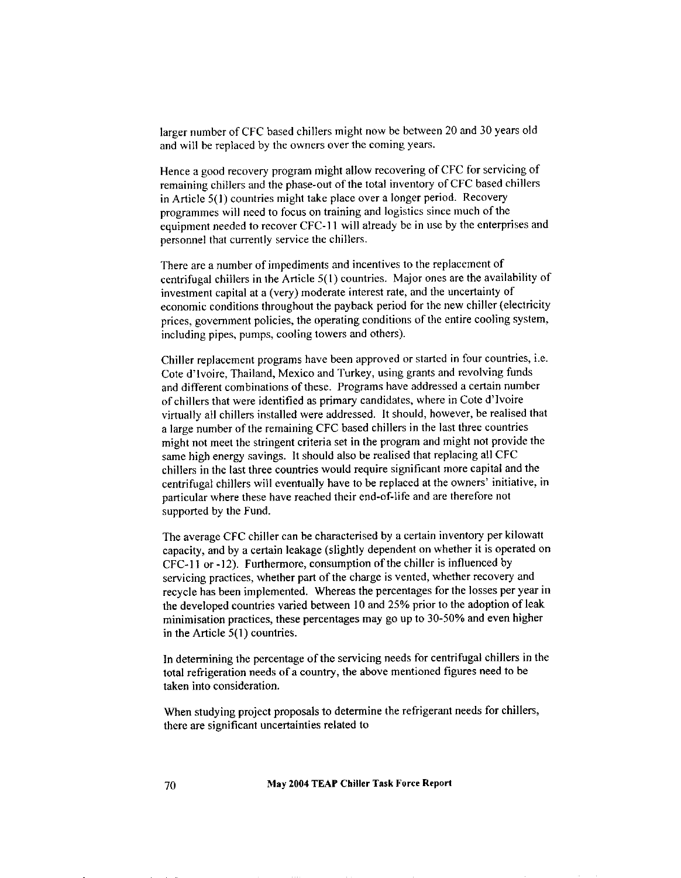larger number of CFC based chillers might now be between 20 and 30 years old and will be replaced by the owners over the coming years.

Hence a good recovery program might allow recovering of CFC for servicing of remaining chillers and the phase-out of the total inventory of CFC based chillers in Article 5(1) countries might take place over a longer period. Recovery programmes will need to focus on training and logistics since much of the equipment needed to recover CFC-11 will already be in use by the enterprises and personnel that currently service the chillers.

There are a number of impediments and incentives to the replacement of centrifugal chillers in the Article 5(1) countries. Major ones are the availability of investment capital at a (very) moderate interest rate, and the uncertainty of economic conditions throughout the payback period for the new chiller (electricity prices, government policies, the operating conditions of the entire cooling system, including pipes, pumps, cooling towers and others).

Chiller replacement programs have been approved or started in four countries, i.e. Cote d'Ivoire, Thailand, Mexico and Turkey, using grants and revolving funds and different combinations of these. Programs have addressed a certain number of chillers that were identified as primary candidates, where in Cote d'Ivoire virtually all chillers installed were addressed. It should, however, be realised that a large number of the remaining CFC based chillers in the last three countries might not meet the stringent criteria set in the program and might not provide the same high energy savings. It should also be realised that replacing all CFC chillers in the last three countries would require significant more capital and the centrifugal chillers will eventually have to be replaced at the owners' initiative, in particular where these have reached their end-of-life and are therefore not supported by the Fund.

The average CFC chiller can be characterised by a certain inventory per kilowatt capacity, and by a certain leakage (slightly dependent on whether it is operated on CFC-11 or -12). Furthermore, consumption of the chiller is influenced by servicing practices, whether part of the charge is vented, whether recovery and recycle has been implemented. Whereas the percentages for the losses per year in the developed countries varied between 10 and 25% prior to the adoption of leak minimisation practices, these percentages may go up to 30-50% and even higher in the Article 5(1) countries.

In determining the percentage of the servicing needs for centrifugal chillers in the total refrigeration needs of a country, the above mentioned figures need to be taken into consideration.

When studying project proposals to determine the refrigerant needs for chillers, there are significant uncertainties related to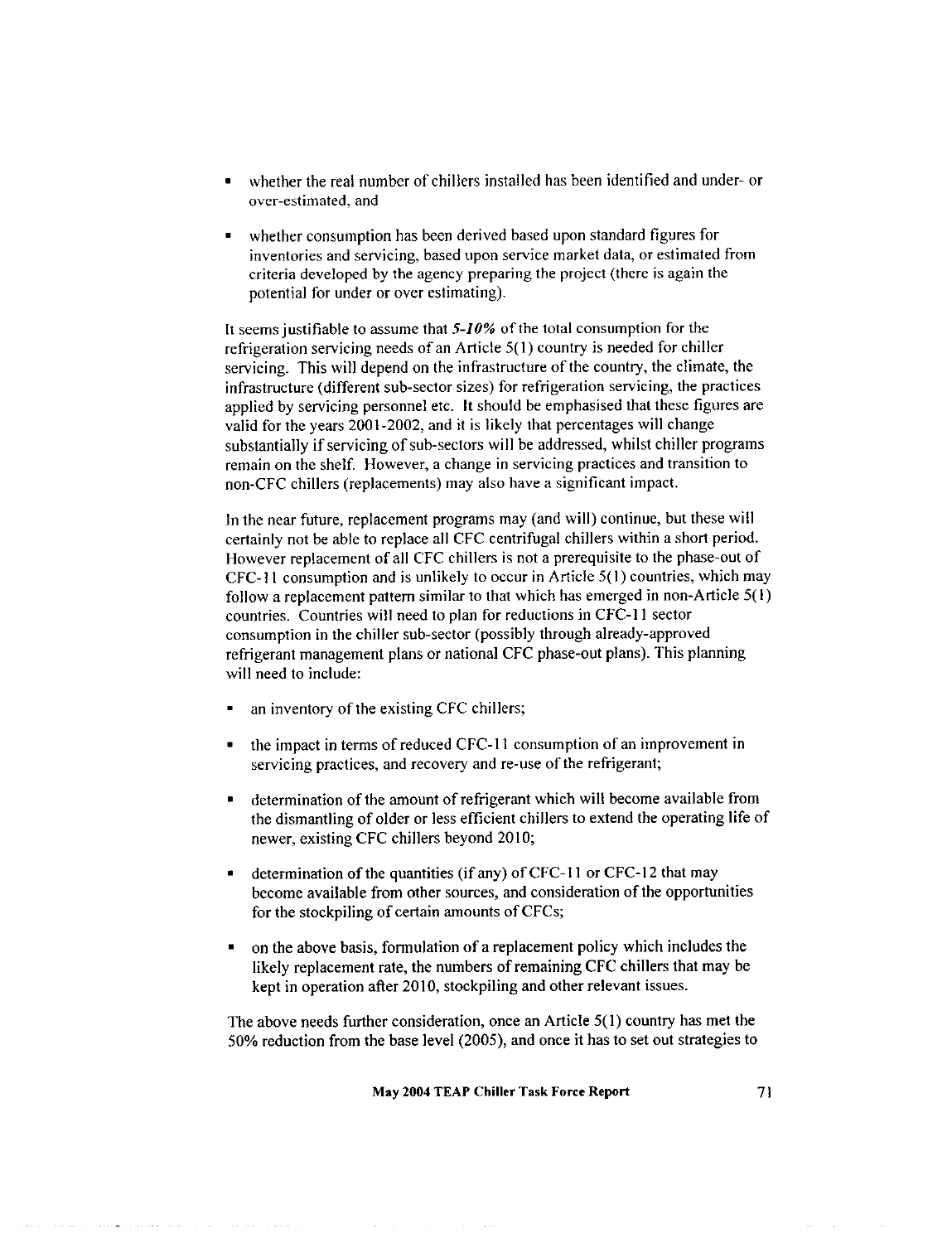- whether the real number of chillers installed has been identified and under- or over-estimated, and

- whether consumption has been derived based upon standard figures for inventories and servicing, based upon service market data, or estimated from criteria developed by the agency preparing the project (there is again the potential for under or over estimating).

It seems justifiable to assume that ***5-10%*** of the total consumption for the refrigeration servicing needs of an Article 5(1) country is needed for chiller servicing. This will depend on the infrastructure of the country, the climate, the infrastructure (different sub-sector sizes) for refrigeration servicing, the practices applied by servicing personnel etc. It should be emphasised that these figures are valid for the years 2001-2002, and it is likely that percentages will change substantially if servicing of sub-sectors will be addressed, whilst chiller programs remain on the shelf. However, a change in servicing practices and transition to non-CFC chillers (replacements) may also have a significant impact.

In the near future, replacement programs may (and will) continue, but these will certainly not be able to replace all CFC centrifugal chillers within a short period. However replacement of all CFC chillers is not a prerequisite to the phase-out of CFC-11 consumption and is unlikely to occur in Article 5(1) countries, which may follow a replacement pattern similar to that which has emerged in non-Article 5(1) countries. Countries will need to plan for reductions in CFC-11 sector consumption in the chiller sub-sector (possibly through already-approved refrigerant management plans or national CFC phase-out plans). This planning will need to include:

- an inventory of the existing CFC chillers;

- the impact in terms of reduced CFC-11 consumption of an improvement in servicing practices, and recovery and re-use of the refrigerant;

- determination of the amount of refrigerant which will become available from the dismantling of older or less efficient chillers to extend the operating life of newer, existing CFC chillers beyond 2010;

- determination of the quantities (if any) of CFC-11 or CFC-12 that may become available from other sources, and consideration of the opportunities for the stockpiling of certain amounts of CFCs;

- on the above basis, formulation of a replacement policy which includes the likely replacement rate, the numbers of remaining CFC chillers that may be kept in operation after 2010, stockpiling and other relevant issues.

The above needs further consideration, once an Article 5(1) country has met the 50% reduction from the base level (2005), and once it has to set out strategies to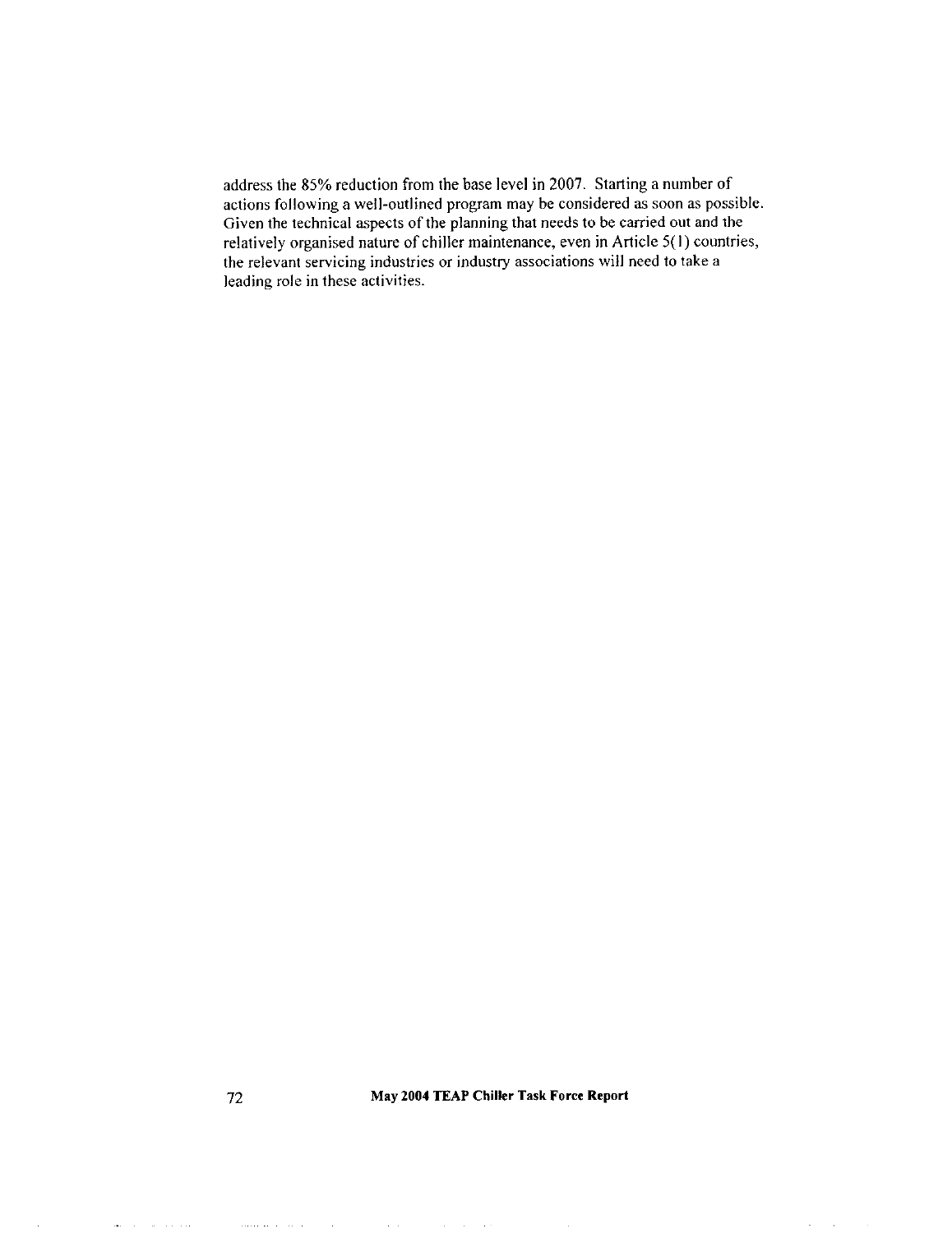address the 85% reduction from the base level in 2007. Starting a number of actions following a well-outlined program may be considered as soon as possible. Given the technical aspects of the planning that needs to be carried out and the relatively organised nature of chiller maintenance, even in Article 5(1) countries, the relevant servicing industries or industry associations will need to take a leading role in these activities.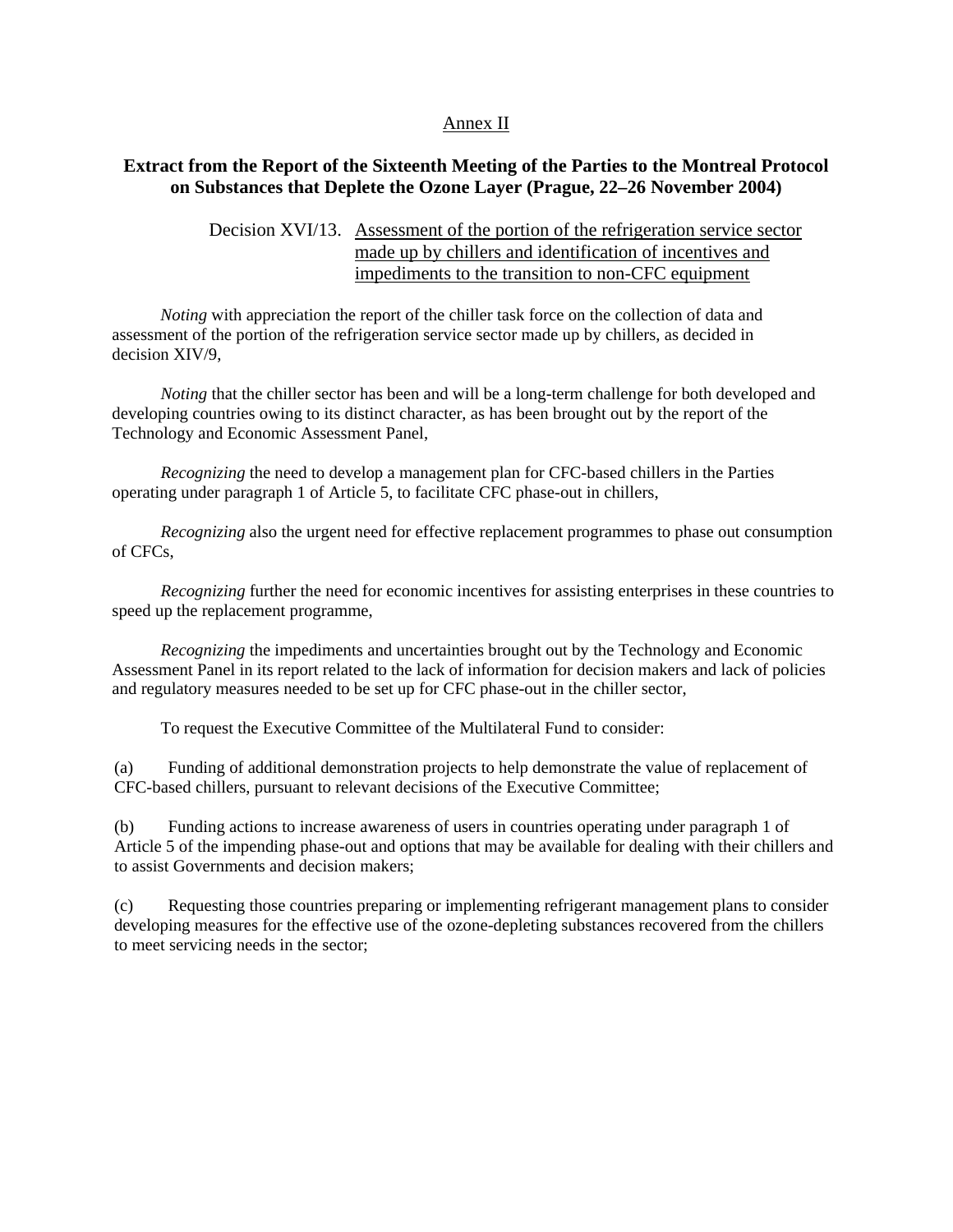Annex II

**Extract from the Report of the Sixteenth Meeting of the Parties to the Montreal Protocol on Substances that Deplete the Ozone Layer (Prague, 22–26 November 2004)**

Decision XVI/13. Assessment of the portion of the refrigeration service sector made up by chillers and identification of incentives and impediments to the transition to non-CFC equipment

*Noting* with appreciation the report of the chiller task force on the collection of data and assessment of the portion of the refrigeration service sector made up by chillers, as decided in decision XIV/9,

*Noting* that the chiller sector has been and will be a long-term challenge for both developed and developing countries owing to its distinct character, as has been brought out by the report of the Technology and Economic Assessment Panel,

*Recognizing* the need to develop a management plan for CFC-based chillers in the Parties operating under paragraph 1 of Article 5, to facilitate CFC phase-out in chillers,

*Recognizing* also the urgent need for effective replacement programmes to phase out consumption of CFCs,

*Recognizing* further the need for economic incentives for assisting enterprises in these countries to speed up the replacement programme,

*Recognizing* the impediments and uncertainties brought out by the Technology and Economic Assessment Panel in its report related to the lack of information for decision makers and lack of policies and regulatory measures needed to be set up for CFC phase-out in the chiller sector,

To request the Executive Committee of the Multilateral Fund to consider:

(a) Funding of additional demonstration projects to help demonstrate the value of replacement of CFC-based chillers, pursuant to relevant decisions of the Executive Committee;

(b) Funding actions to increase awareness of users in countries operating under paragraph 1 of Article 5 of the impending phase-out and options that may be available for dealing with their chillers and to assist Governments and decision makers;

(c) Requesting those countries preparing or implementing refrigerant management plans to consider developing measures for the effective use of the ozone-depleting substances recovered from the chillers to meet servicing needs in the sector;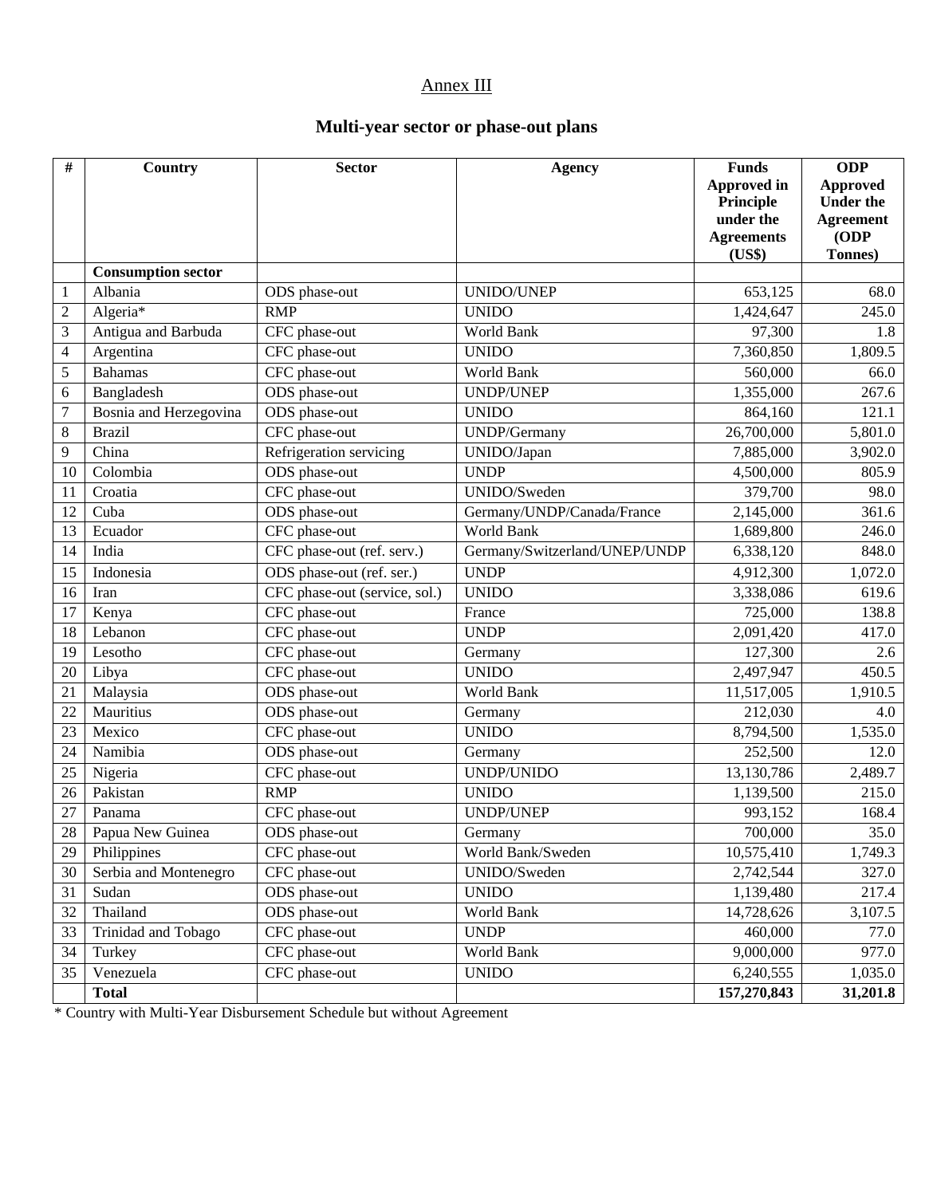Annex III

## Multi-year sector or phase-out plans

| # | Country | Sector | Agency | Funds Approved in Principle under the Agreements (US$) | ODP Approved Under the Agreement (ODP Tonnes) |
|---|---|---|---|---|---|
| | **Consumption sector** | | | | |
| 1 | Albania | ODS phase-out | UNIDO/UNEP | 653,125 | 68.0 |
| 2 | Algeria* | RMP | UNIDO | 1,424,647 | 245.0 |
| 3 | Antigua and Barbuda | CFC phase-out | World Bank | 97,300 | 1.8 |
| 4 | Argentina | CFC phase-out | UNIDO | 7,360,850 | 1,809.5 |
| 5 | Bahamas | CFC phase-out | World Bank | 560,000 | 66.0 |
| 6 | Bangladesh | ODS phase-out | UNDP/UNEP | 1,355,000 | 267.6 |
| 7 | Bosnia and Herzegovina | ODS phase-out | UNIDO | 864,160 | 121.1 |
| 8 | Brazil | CFC phase-out | UNDP/Germany | 26,700,000 | 5,801.0 |
| 9 | China | Refrigeration servicing | UNIDO/Japan | 7,885,000 | 3,902.0 |
| 10 | Colombia | ODS phase-out | UNDP | 4,500,000 | 805.9 |
| 11 | Croatia | CFC phase-out | UNIDO/Sweden | 379,700 | 98.0 |
| 12 | Cuba | ODS phase-out | Germany/UNDP/Canada/France | 2,145,000 | 361.6 |
| 13 | Ecuador | CFC phase-out | World Bank | 1,689,800 | 246.0 |
| 14 | India | CFC phase-out (ref. serv.) | Germany/Switzerland/UNEP/UNDP | 6,338,120 | 848.0 |
| 15 | Indonesia | ODS phase-out (ref. ser.) | UNDP | 4,912,300 | 1,072.0 |
| 16 | Iran | CFC phase-out (service, sol.) | UNIDO | 3,338,086 | 619.6 |
| 17 | Kenya | CFC phase-out | France | 725,000 | 138.8 |
| 18 | Lebanon | CFC phase-out | UNDP | 2,091,420 | 417.0 |
| 19 | Lesotho | CFC phase-out | Germany | 127,300 | 2.6 |
| 20 | Libya | CFC phase-out | UNIDO | 2,497,947 | 450.5 |
| 21 | Malaysia | ODS phase-out | World Bank | 11,517,005 | 1,910.5 |
| 22 | Mauritius | ODS phase-out | Germany | 212,030 | 4.0 |
| 23 | Mexico | CFC phase-out | UNIDO | 8,794,500 | 1,535.0 |
| 24 | Namibia | ODS phase-out | Germany | 252,500 | 12.0 |
| 25 | Nigeria | CFC phase-out | UNDP/UNIDO | 13,130,786 | 2,489.7 |
| 26 | Pakistan | RMP | UNIDO | 1,139,500 | 215.0 |
| 27 | Panama | CFC phase-out | UNDP/UNEP | 993,152 | 168.4 |
| 28 | Papua New Guinea | ODS phase-out | Germany | 700,000 | 35.0 |
| 29 | Philippines | CFC phase-out | World Bank/Sweden | 10,575,410 | 1,749.3 |
| 30 | Serbia and Montenegro | CFC phase-out | UNIDO/Sweden | 2,742,544 | 327.0 |
| 31 | Sudan | ODS phase-out | UNIDO | 1,139,480 | 217.4 |
| 32 | Thailand | ODS phase-out | World Bank | 14,728,626 | 3,107.5 |
| 33 | Trinidad and Tobago | CFC phase-out | UNDP | 460,000 | 77.0 |
| 34 | Turkey | CFC phase-out | World Bank | 9,000,000 | 977.0 |
| 35 | Venezuela | CFC phase-out | UNIDO | 6,240,555 | 1,035.0 |
| | **Total** | | | **157,270,843** | **31,201.8** |

* Country with Multi-Year Disbursement Schedule but without Agreement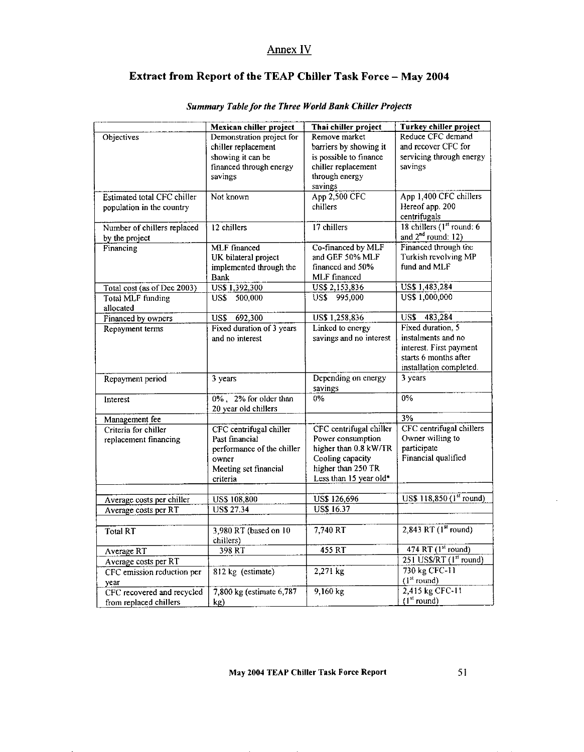## Annex IV

# Extract from Report of the TEAP Chiller Task Force – May 2004

***Summary Table for the Three World Bank Chiller Projects***

| | Mexican chiller project | Thai chiller project | Turkey chiller project |
|---|---|---|---|
| Objectives | Demonstration project for chiller replacement showing it can be financed through energy savings | Remove market barriers by showing it is possible to finance chiller replacement through energy savings | Reduce CFC demand and recover CFC for servicing through energy savings |
| Estimated total CFC chiller population in the country | Not known | App 2,500 CFC chillers | App 1,400 CFC chillers Hereof app. 200 centrifugals |
| Number of chillers replaced by the project | 12 chillers | 17 chillers | 18 chillers (1st round: 6 and 2nd round: 12) |
| Financing | MLF financed UK bilateral project implemented through the Bank | Co-financed by MLF and GEF 50% MLF financed and 50% MLF financed | Financed through the Turkish revolving MP fund and MLF |
| Total cost (as of Dec 2003) | US$ 1,392,300 | US$ 2,153,836 | US$ 1,483,284 |
| Total MLF funding allocated | US$ 500,000 | US$ 995,000 | US$ 1,000,000 |
| Financed by owners | US$ 692,300 | US$ 1,258,836 | US$ 483,284 |
| Repayment terms | Fixed duration of 3 years and no interest | Linked to energy savings and no interest | Fixed duration, 5 instalments and no interest. First payment starts 6 months after installation completed. |
| Repayment period | 3 years | Depending on energy savings | 3 years |
| Interest | 0%, 2% for older than 20 year old chillers | 0% | 0% |
| Management fee | | | 3% |
| Criteria for chiller replacement financing | CFC centrifugal chiller Past financial performance of the chiller owner Meeting set financial criteria | CFC centrifugal chiller Power consumption higher than 0.8 kW/TR Cooling capacity higher than 250 TR Less than 15 year old* | CFC centrifugal chillers Owner willing to participate Financial qualified |
| | | | |
| Average costs per chiller | US$ 108,800 | US$ 126,696 | US$ 118,850 (1st round) |
| Average costs per RT | US$ 27.34 | US$ 16.37 | |
| | | | |
| Total RT | 3,980 RT (based on 10 chillers) | 7,740 RT | 2,843 RT (1st round) |
| Average RT | 398 RT | 455 RT | 474 RT (1st round) |
| Average costs per RT | | | 251 US$/RT (1st round) |
| CFC emission reduction per year | 812 kg (estimate) | 2,271 kg | 730 kg CFC-11 (1st round) |
| CFC recovered and recycled from replaced chillers | 7,800 kg (estimate 6,787 kg) | 9,160 kg | 2,415 kg CFC-11 (1st round) |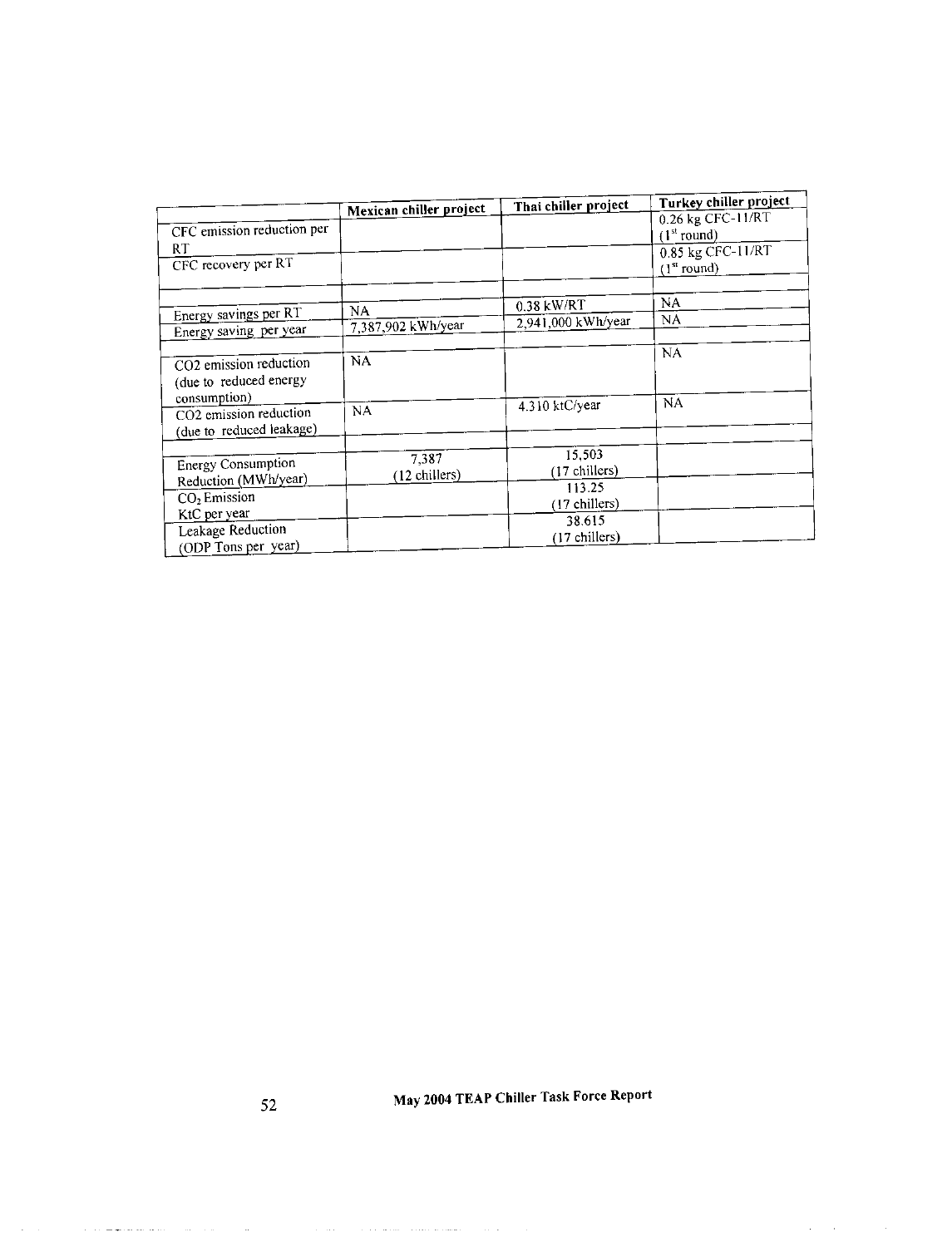| | Mexican chiller project | Thai chiller project | Turkey chiller project |
|---|---|---|---|
| CFC emission reduction per RT | | | 0.26 kg CFC-11/RT (1st round) |
| CFC recovery per RT | | | 0.85 kg CFC-11/RT (1st round) |
| | | | |
| Energy savings per RT | NA | 0.38 kW/RT | NA |
| Energy saving per year | 7,387,902 kWh/year | 2,941,000 kWh/year | NA |
| | | | |
| CO2 emission reduction (due to reduced energy consumption) | NA | | NA |
| CO2 emission reduction (due to reduced leakage) | NA | 4.310 ktC/year | NA |
| | | | |
| Energy Consumption Reduction (MWh/year) | 7,387 (12 chillers) | 15,503 (17 chillers) | |
| $CO_2$ Emission KtC per year | | 113.25 (17 chillers) | |
| Leakage Reduction (ODP Tons per year) | | 38.615 (17 chillers) | |

May 2004 TEAP Chiller Task Force Report